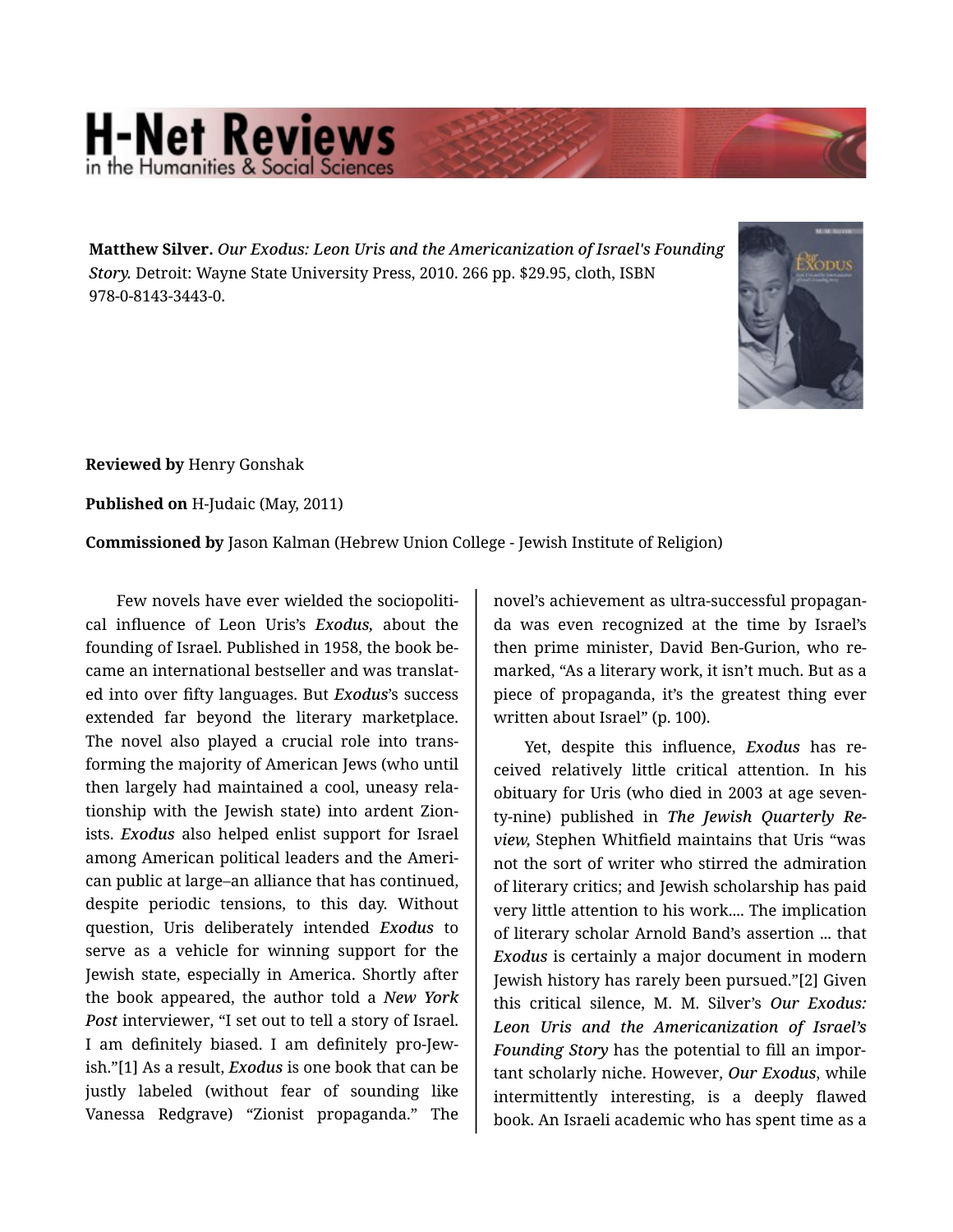**Matthew Silver.** *Our Exodus: Leon Uris and the Americanization of Israel's Founding Story.* Detroit: Wayne State University Press, 2010. 266 pp. $29.95, cloth, ISBN 978-0-8143-3443-0.

**Reviewed by** Henry Gonshak

**Published on** H-Judaic (May, 2011)

**Commissioned by** Jason Kalman (Hebrew Union College - Jewish Institute of Religion)

Few novels have ever wielded the sociopolitical influence of Leon Uris's *Exodus,* about the founding of Israel. Published in 1958, the book became an international bestseller and was translated into over fifty languages. But *Exodus*'s success extended far beyond the literary marketplace. The novel also played a crucial role into transforming the majority of American Jews (who until then largely had maintained a cool, uneasy relationship with the Jewish state) into ardent Zionists. *Exodus* also helped enlist support for Israel among American political leaders and the American public at large–an alliance that has continued, despite periodic tensions, to this day. Without question, Uris deliberately intended *Exodus* to serve as a vehicle for winning support for the Jewish state, especially in America. Shortly after the book appeared, the author told a *New York Post* interviewer, "I set out to tell a story of Israel. I am definitely biased. I am definitely pro-Jewish."[1] As a result, *Exodus* is one book that can be justly labeled (without fear of sounding like Vanessa Redgrave) "Zionist propaganda." The novel's achievement as ultra-successful propaganda was even recognized at the time by Israel's then prime minister, David Ben-Gurion, who remarked, "As a literary work, it isn't much. But as a piece of propaganda, it's the greatest thing ever written about Israel" (p. 100).

Yet, despite this influence, *Exodus* has received relatively little critical attention. In his obituary for Uris (who died in 2003 at age seventy-nine) published in *The Jewish Quarterly Review,* Stephen Whitfield maintains that Uris "was not the sort of writer who stirred the admiration of literary critics; and Jewish scholarship has paid very little attention to his work.... The implication of literary scholar Arnold Band's assertion ... that *Exodus* is certainly a major document in modern Jewish history has rarely been pursued."[2] Given this critical silence, M. M. Silver's *Our Exodus: Leon Uris and the Americanization of Israel's Founding Story* has the potential to fill an important scholarly niche. However, *Our Exodus*, while intermittently interesting, is a deeply flawed book. An Israeli academic who has spent time as a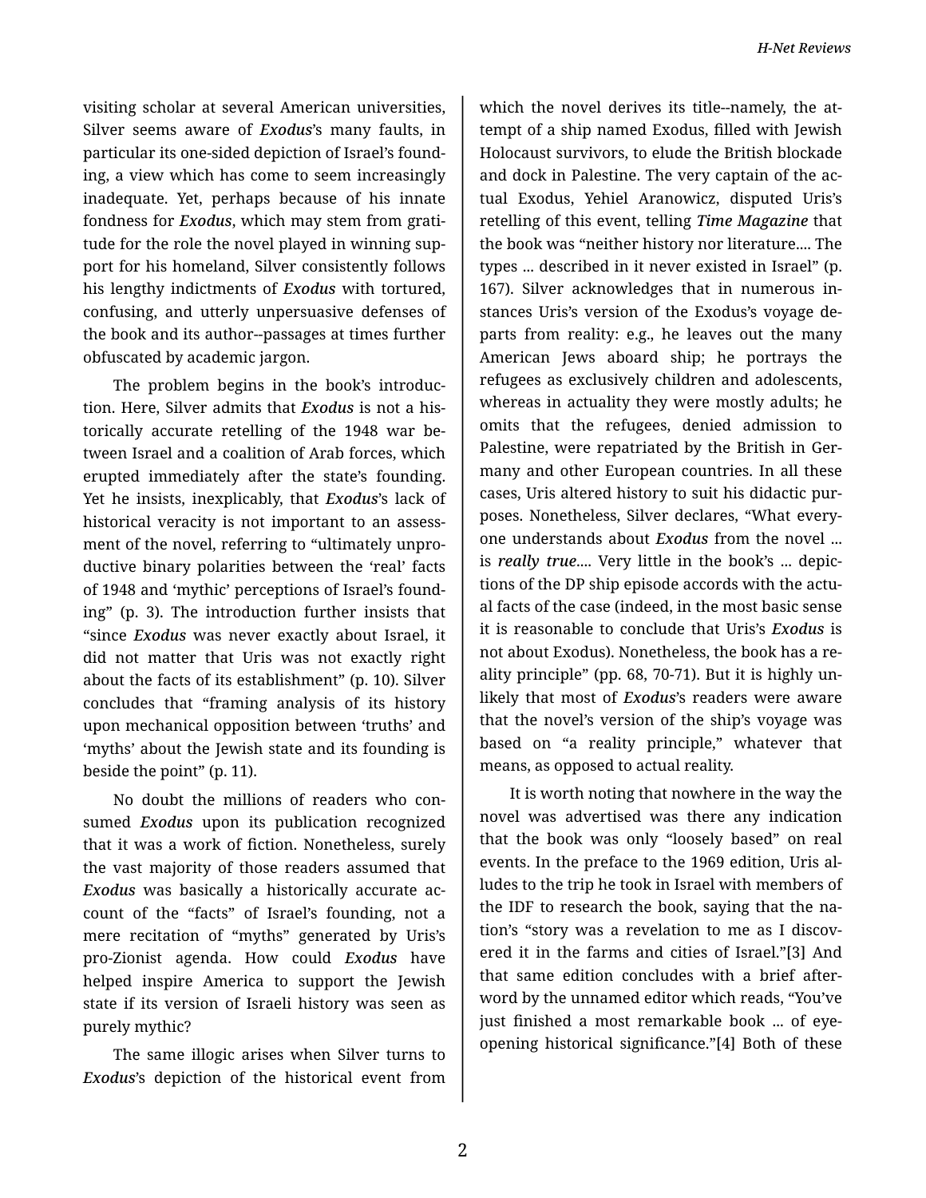visiting scholar at several American universities, Silver seems aware of *Exodus*'s many faults, in particular its one-sided depiction of Israel's founding, a view which has come to seem increasingly inadequate. Yet, perhaps because of his innate fondness for *Exodus*, which may stem from gratitude for the role the novel played in winning support for his homeland, Silver consistently follows his lengthy indictments of *Exodus* with tortured, confusing, and utterly unpersuasive defenses of the book and its author--passages at times further obfuscated by academic jargon.

The problem begins in the book's introduction. Here, Silver admits that *Exodus* is not a historically accurate retelling of the 1948 war between Israel and a coalition of Arab forces, which erupted immediately after the state's founding. Yet he insists, inexplicably, that *Exodus*'s lack of historical veracity is not important to an assessment of the novel, referring to "ultimately unproductive binary polarities between the 'real' facts of 1948 and 'mythic' perceptions of Israel's founding" (p. 3). The introduction further insists that "since *Exodus* was never exactly about Israel, it did not matter that Uris was not exactly right about the facts of its establishment" (p. 10). Silver concludes that "framing analysis of its history upon mechanical opposition between 'truths' and 'myths' about the Jewish state and its founding is beside the point" (p. 11).

No doubt the millions of readers who consumed *Exodus* upon its publication recognized that it was a work of fiction. Nonetheless, surely the vast majority of those readers assumed that *Exodus* was basically a historically accurate account of the "facts" of Israel's founding, not a mere recitation of "myths" generated by Uris's pro-Zionist agenda. How could *Exodus* have helped inspire America to support the Jewish state if its version of Israeli history was seen as purely mythic?

The same illogic arises when Silver turns to *Exodus*'s depiction of the historical event from which the novel derives its title--namely, the attempt of a ship named Exodus, filled with Jewish Holocaust survivors, to elude the British blockade and dock in Palestine. The very captain of the actual Exodus, Yehiel Aranowicz, disputed Uris's retelling of this event, telling *Time Magazine* that the book was "neither history nor literature.... The types ... described in it never existed in Israel" (p. 167). Silver acknowledges that in numerous instances Uris's version of the Exodus's voyage departs from reality: e.g., he leaves out the many American Jews aboard ship; he portrays the refugees as exclusively children and adolescents, whereas in actuality they were mostly adults; he omits that the refugees, denied admission to Palestine, were repatriated by the British in Germany and other European countries. In all these cases, Uris altered history to suit his didactic purposes. Nonetheless, Silver declares, "What everyone understands about *Exodus* from the novel ... is ***really true***.... Very little in the book's ... depictions of the DP ship episode accords with the actual facts of the case (indeed, in the most basic sense it is reasonable to conclude that Uris's *Exodus* is not about Exodus). Nonetheless, the book has a reality principle" (pp. 68, 70-71). But it is highly unlikely that most of *Exodus*'s readers were aware that the novel's version of the ship's voyage was based on "a reality principle," whatever that means, as opposed to actual reality.

It is worth noting that nowhere in the way the novel was advertised was there any indication that the book was only "loosely based" on real events. In the preface to the 1969 edition, Uris alludes to the trip he took in Israel with members of the IDF to research the book, saying that the nation's "story was a revelation to me as I discovered it in the farms and cities of Israel."[3] And that same edition concludes with a brief afterword by the unnamed editor which reads, "You've just finished a most remarkable book ... of eye-opening historical significance."[4] Both of these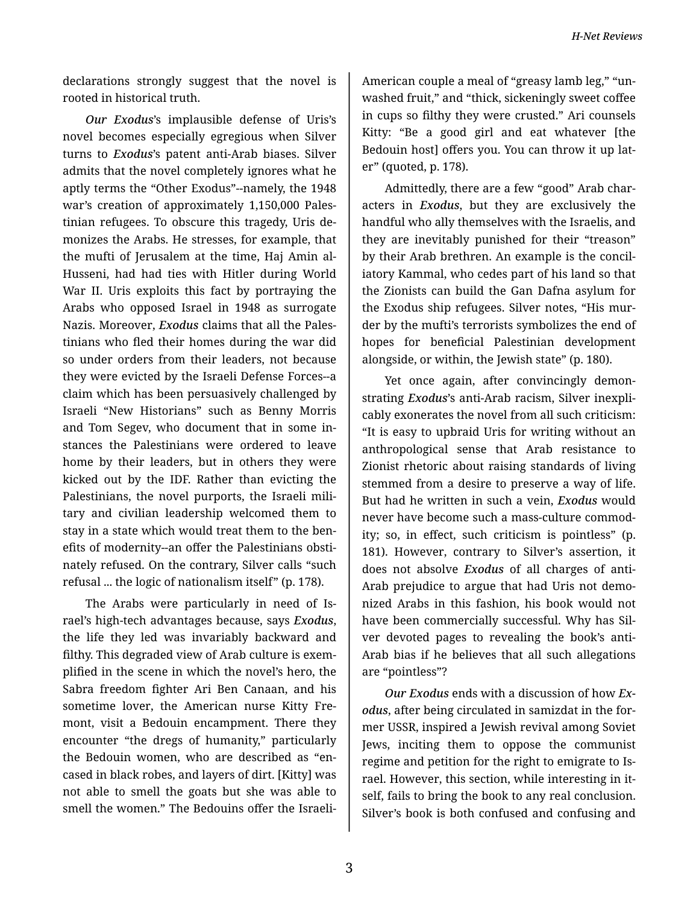declarations strongly suggest that the novel is rooted in historical truth.

*Our Exodus*'s implausible defense of Uris's novel becomes especially egregious when Silver turns to *Exodus*'s patent anti-Arab biases. Silver admits that the novel completely ignores what he aptly terms the "Other Exodus"--namely, the 1948 war's creation of approximately 1,150,000 Palestinian refugees. To obscure this tragedy, Uris demonizes the Arabs. He stresses, for example, that the mufti of Jerusalem at the time, Haj Amin al-Husseni, had had ties with Hitler during World War II. Uris exploits this fact by portraying the Arabs who opposed Israel in 1948 as surrogate Nazis. Moreover, *Exodus* claims that all the Palestinians who fled their homes during the war did so under orders from their leaders, not because they were evicted by the Israeli Defense Forces--a claim which has been persuasively challenged by Israeli "New Historians" such as Benny Morris and Tom Segev, who document that in some instances the Palestinians were ordered to leave home by their leaders, but in others they were kicked out by the IDF. Rather than evicting the Palestinians, the novel purports, the Israeli military and civilian leadership welcomed them to stay in a state which would treat them to the benefits of modernity--an offer the Palestinians obstinately refused. On the contrary, Silver calls "such refusal ... the logic of nationalism itself" (p. 178).

The Arabs were particularly in need of Israel's high-tech advantages because, says *Exodus*, the life they led was invariably backward and filthy. This degraded view of Arab culture is exemplified in the scene in which the novel's hero, the Sabra freedom fighter Ari Ben Canaan, and his sometime lover, the American nurse Kitty Fremont, visit a Bedouin encampment. There they encounter "the dregs of humanity," particularly the Bedouin women, who are described as "encased in black robes, and layers of dirt. [Kitty] was not able to smell the goats but she was able to smell the women." The Bedouins offer the Israeli-American couple a meal of "greasy lamb leg," "unwashed fruit," and "thick, sickeningly sweet coffee in cups so filthy they were crusted." Ari counsels Kitty: "Be a good girl and eat whatever [the Bedouin host] offers you. You can throw it up later" (quoted, p. 178).

Admittedly, there are a few "good" Arab characters in *Exodus*, but they are exclusively the handful who ally themselves with the Israelis, and they are inevitably punished for their "treason" by their Arab brethren. An example is the conciliatory Kammal, who cedes part of his land so that the Zionists can build the Gan Dafna asylum for the Exodus ship refugees. Silver notes, "His murder by the mufti's terrorists symbolizes the end of hopes for beneficial Palestinian development alongside, or within, the Jewish state" (p. 180).

Yet once again, after convincingly demonstrating *Exodus*'s anti-Arab racism, Silver inexplicably exonerates the novel from all such criticism: "It is easy to upbraid Uris for writing without an anthropological sense that Arab resistance to Zionist rhetoric about raising standards of living stemmed from a desire to preserve a way of life. But had he written in such a vein, *Exodus* would never have become such a mass-culture commodity; so, in effect, such criticism is pointless" (p. 181). However, contrary to Silver's assertion, it does not absolve *Exodus* of all charges of anti-Arab prejudice to argue that had Uris not demonized Arabs in this fashion, his book would not have been commercially successful. Why has Silver devoted pages to revealing the book's anti-Arab bias if he believes that all such allegations are "pointless"?

*Our Exodus* ends with a discussion of how *Exodus*, after being circulated in samizdat in the former USSR, inspired a Jewish revival among Soviet Jews, inciting them to oppose the communist regime and petition for the right to emigrate to Israel. However, this section, while interesting in itself, fails to bring the book to any real conclusion. Silver's book is both confused and confusing and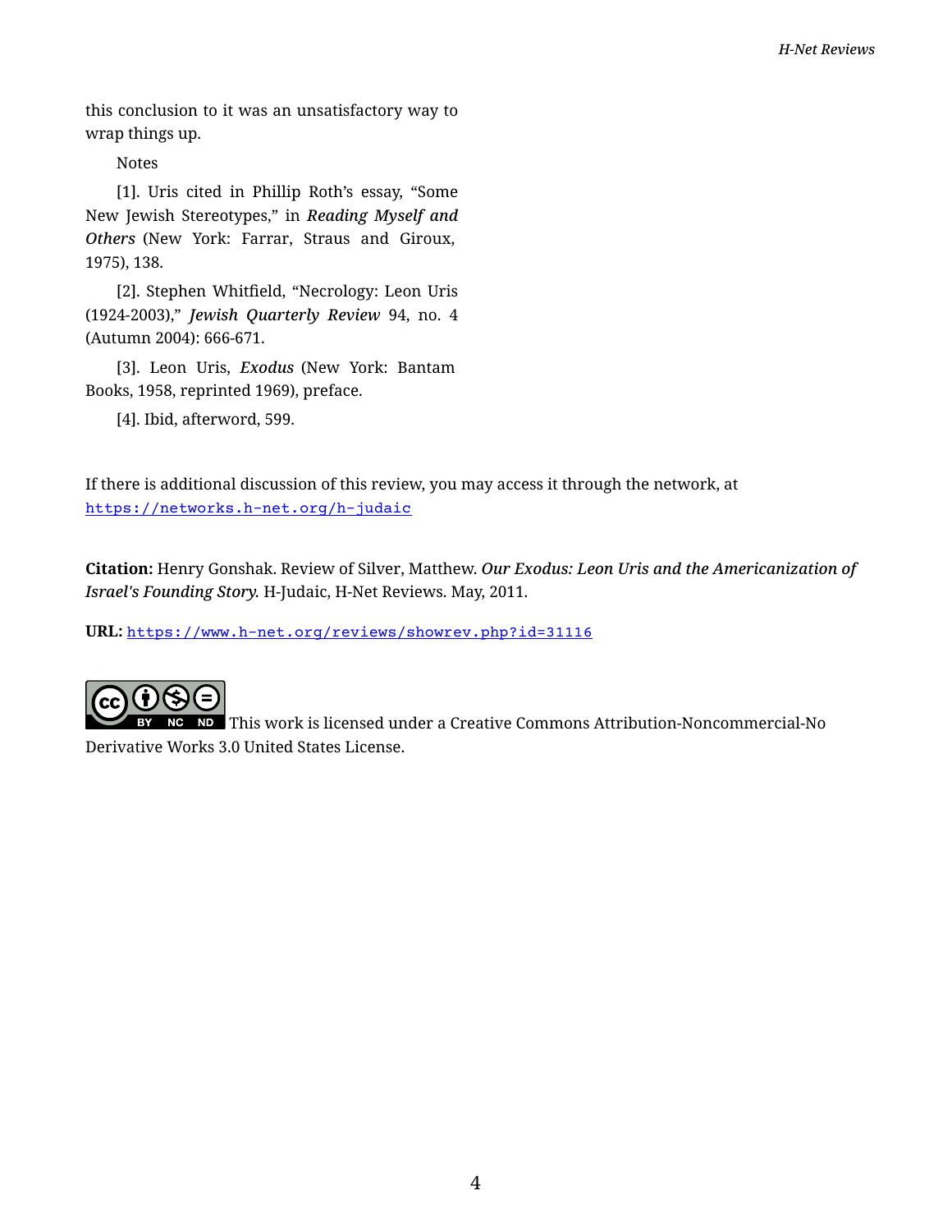this conclusion to it was an unsatisfactory way to wrap things up.

Notes

[1]. Uris cited in Phillip Roth's essay, "Some New Jewish Stereotypes," in *Reading Myself and Others* (New York: Farrar, Straus and Giroux, 1975), 138.

[2]. Stephen Whitfield, "Necrology: Leon Uris (1924-2003)," *Jewish Quarterly Review* 94, no. 4 (Autumn 2004): 666-671.

[3]. Leon Uris, *Exodus* (New York: Bantam Books, 1958, reprinted 1969), preface.

[4]. Ibid, afterword, 599.

If there is additional discussion of this review, you may access it through the network, at https://networks.h-net.org/h-judaic

**Citation:** Henry Gonshak. Review of Silver, Matthew. *Our Exodus: Leon Uris and the Americanization of Israel's Founding Story.* H-Judaic, H-Net Reviews. May, 2011.

**URL:** https://www.h-net.org/reviews/showrev.php?id=31116

This work is licensed under a Creative Commons Attribution-Noncommercial-No Derivative Works 3.0 United States License.